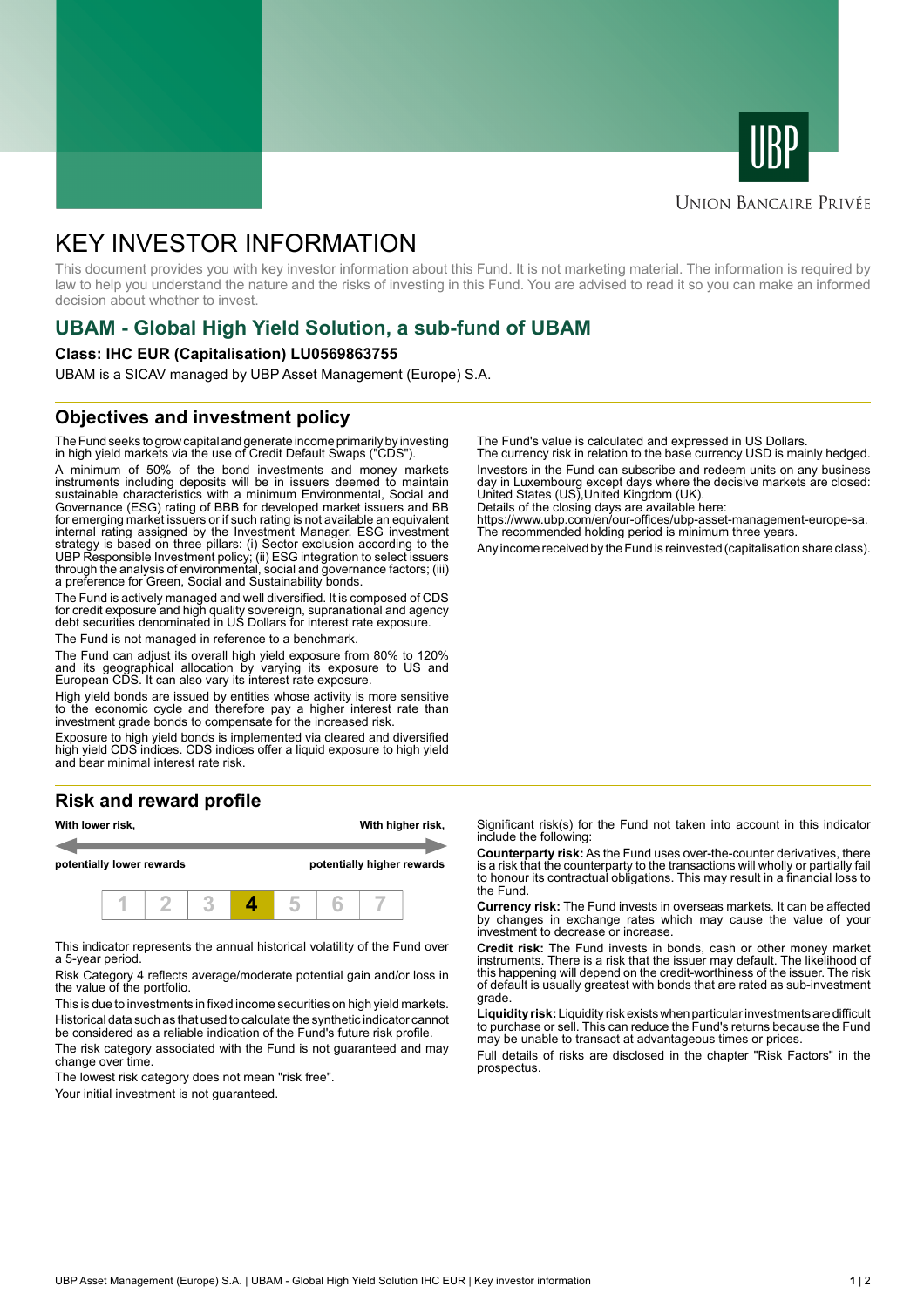UBP

Union Bancaire Privée

# KEY INVESTOR INFORMATION

This document provides you with key investor information about this Fund. It is not marketing material. The information is required by law to help you understand the nature and the risks of investing in this Fund. You are advised to read it so you can make an informed decision about whether to invest.

## UBAM - Global High Yield Solution, a sub-fund of UBAM

**Class: IHC EUR (Capitalisation) LU0569863755**

UBAM is a SICAV managed by UBP Asset Management (Europe) S.A.

## Objectives and investment policy

The Fund seeks to grow capital and generate income primarily by investing in high yield markets via the use of Credit Default Swaps ("CDS").

A minimum of 50% of the bond investments and money markets instruments including deposits will be in issuers deemed to maintain sustainable characteristics with a minimum Environmental, Social and Governance (ESG) rating of BBB for developed market issuers and BB for emerging market issuers or if such rating is not available an equivalent internal rating assigned by the Investment Manager. ESG investment strategy is based on three pillars: (i) Sector exclusion according to the UBP Responsible Investment policy; (ii) ESG integration to select issuers through the analysis of environmental, social and governance factors; (iii) a preference for Green, Social and Sustainability bonds.

The Fund is actively managed and well diversified. It is composed of CDS for credit exposure and high quality sovereign, supranational and agency debt securities denominated in US Dollars for interest rate exposure.

The Fund is not managed in reference to a benchmark.

The Fund can adjust its overall high yield exposure from 80% to 120% and its geographical allocation by varying its exposure to US and European CDS. It can also vary its interest rate exposure.

High yield bonds are issued by entities whose activity is more sensitive to the economic cycle and therefore pay a higher interest rate than investment grade bonds to compensate for the increased risk.

Exposure to high yield bonds is implemented via cleared and diversified high yield CDS indices. CDS indices offer a liquid exposure to high yield and bear minimal interest rate risk.

The Fund's value is calculated and expressed in US Dollars.
The currency risk in relation to the base currency USD is mainly hedged.

Investors in the Fund can subscribe and redeem units on any business day in Luxembourg except days where the decisive markets are closed: United States (US),United Kingdom (UK).
Details of the closing days are available here:
https://www.ubp.com/en/our-offices/ubp-asset-management-europe-sa.
The recommended holding period is minimum three years.

Any income received by the Fund is reinvested (capitalisation share class).

## Risk and reward profile

| **With lower risk,** | | | | | | **With higher risk,** |
|---|---|---|---|---|---|---|
| **potentially lower rewards** | | | | | | **potentially higher rewards** |
| 1 | 2 | 3 | **4** | 5 | 6 | 7 |

This indicator represents the annual historical volatility of the Fund over a 5-year period.

Risk Category 4 reflects average/moderate potential gain and/or loss in the value of the portfolio.

This is due to investments in fixed income securities on high yield markets.

Historical data such as that used to calculate the synthetic indicator cannot be considered as a reliable indication of the Fund's future risk profile.

The risk category associated with the Fund is not guaranteed and may change over time.

The lowest risk category does not mean "risk free".

Your initial investment is not guaranteed.

Significant risk(s) for the Fund not taken into account in this indicator include the following:

**Counterparty risk:** As the Fund uses over-the-counter derivatives, there is a risk that the counterparty to the transactions will wholly or partially fail to honour its contractual obligations. This may result in a financial loss to the Fund.

**Currency risk:** The Fund invests in overseas markets. It can be affected by changes in exchange rates which may cause the value of your investment to decrease or increase.

**Credit risk:** The Fund invests in bonds, cash or other money market instruments. There is a risk that the issuer may default. The likelihood of this happening will depend on the credit-worthiness of the issuer. The risk of default is usually greatest with bonds that are rated as sub-investment grade.

**Liquidity risk:** Liquidity risk exists when particular investments are difficult to purchase or sell. This can reduce the Fund's returns because the Fund may be unable to transact at advantageous times or prices.

Full details of risks are disclosed in the chapter "Risk Factors" in the prospectus.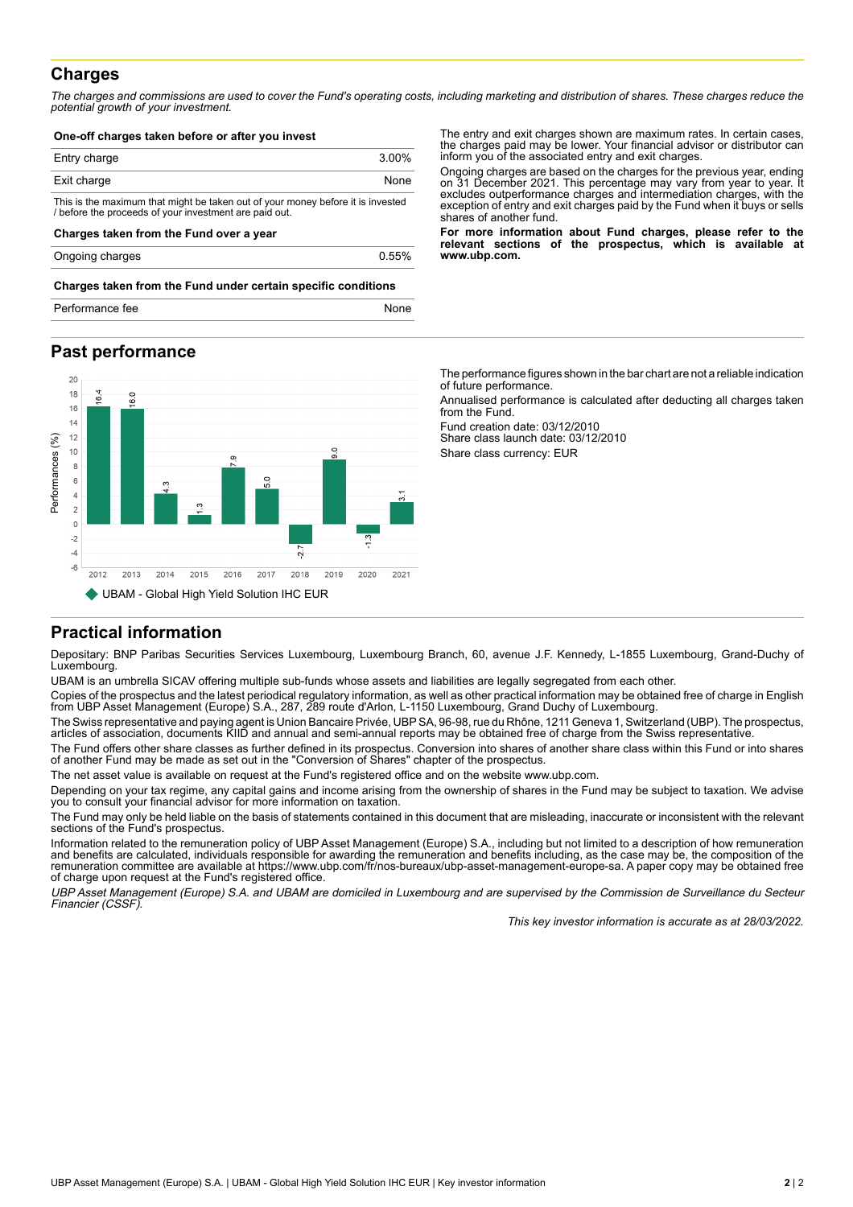## Charges

*The charges and commissions are used to cover the Fund's operating costs, including marketing and distribution of shares. These charges reduce the potential growth of your investment.*

| One-off charges taken before or after you invest | |
|---|---|
| Entry charge | 3.00% |
| Exit charge | None |

This is the maximum that might be taken out of your money before it is invested / before the proceeds of your investment are paid out.

| Charges taken from the Fund over a year | |
|---|---|
| Ongoing charges | 0.55% |

| Charges taken from the Fund under certain specific conditions | |
|---|---|
| Performance fee | None |

The entry and exit charges shown are maximum rates. In certain cases, the charges paid may be lower. Your financial advisor or distributor can inform you of the associated entry and exit charges.

Ongoing charges are based on the charges for the previous year, ending on 31 December 2021. This percentage may vary from year to year. It excludes outperformance charges and intermediation charges, with the exception of entry and exit charges paid by the Fund when it buys or sells shares of another fund.

**For more information about Fund charges, please refer to the relevant sections of the prospectus, which is available at www.ubp.com.**

## Past performance

Performances (%)

20
18
16
14
12
10
8
6
4
2
0
-2
-4
-6

16.4
16.0
4.3
1.3
7.9
5.0
-2.7
9.0
-1.3
3.1

2012 2013 2014 2015 2016 2017 2018 2019 2020 2021

UBAM - Global High Yield Solution IHC EUR

The performance figures shown in the bar chart are not a reliable indication of future performance.

Annualised performance is calculated after deducting all charges taken from the Fund.

Fund creation date: 03/12/2010
Share class launch date: 03/12/2010
Share class currency: EUR

## Practical information

Depositary: BNP Paribas Securities Services Luxembourg, Luxembourg Branch, 60, avenue J.F. Kennedy, L-1855 Luxembourg, Grand-Duchy of Luxembourg.

UBAM is an umbrella SICAV offering multiple sub-funds whose assets and liabilities are legally segregated from each other.

Copies of the prospectus and the latest periodical regulatory information, as well as other practical information may be obtained free of charge in English from UBP Asset Management (Europe) S.A., 287, 289 route d'Arlon, L-1150 Luxembourg, Grand Duchy of Luxembourg.

The Swiss representative and paying agent is Union Bancaire Privée, UBP SA, 96-98, rue du Rhône, 1211 Geneva 1, Switzerland (UBP). The prospectus, articles of association, documents KIID and annual and semi-annual reports may be obtained free of charge from the Swiss representative.

The Fund offers other share classes as further defined in its prospectus. Conversion into shares of another share class within this Fund or into shares of another Fund may be made as set out in the "Conversion of Shares" chapter of the prospectus.

The net asset value is available on request at the Fund's registered office and on the website www.ubp.com.

Depending on your tax regime, any capital gains and income arising from the ownership of shares in the Fund may be subject to taxation. We advise you to consult your financial advisor for more information on taxation.

The Fund may only be held liable on the basis of statements contained in this document that are misleading, inaccurate or inconsistent with the relevant sections of the Fund's prospectus.

Information related to the remuneration policy of UBP Asset Management (Europe) S.A., including but not limited to a description of how remuneration and benefits are calculated, individuals responsible for awarding the remuneration and benefits including, as the case may be, the composition of the remuneration committee are available at https://www.ubp.com/fr/nos-bureaux/ubp-asset-management-europe-sa. A paper copy may be obtained free of charge upon request at the Fund's registered office.

*UBP Asset Management (Europe) S.A. and UBAM are domiciled in Luxembourg and are supervised by the Commission de Surveillance du Secteur Financier (CSSF).*

*This key investor information is accurate as at 28/03/2022.*